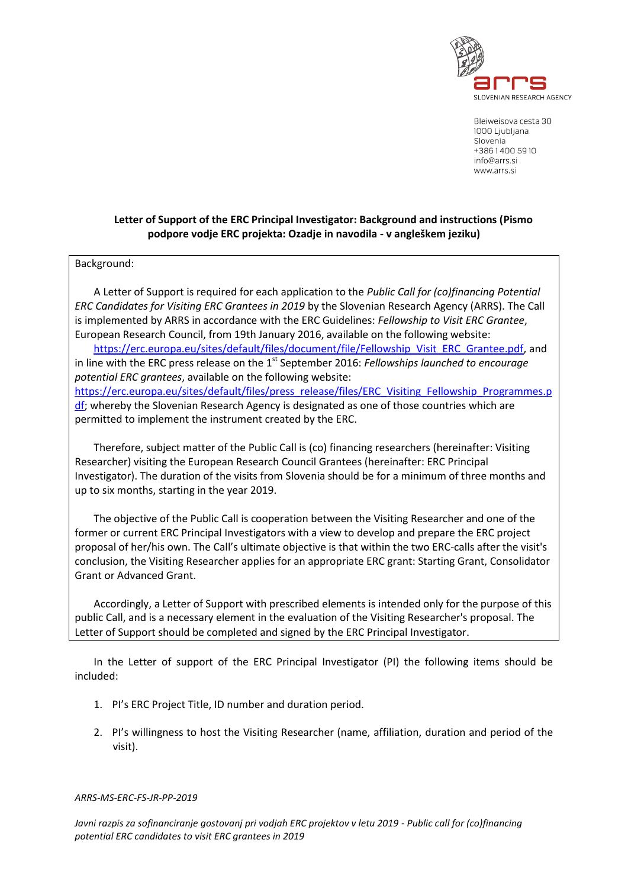arrs
SLOVENIAN RESEARCH AGENCY

Bleiweisova cesta 30
1000 Ljubljana
Slovenia
+386 1 400 59 10
info@arrs.si
www.arrs.si

**Letter of Support of the ERC Principal Investigator: Background and instructions (Pismo podpore vodje ERC projekta: Ozadje in navodila - v angleškem jeziku)**

Background:

A Letter of Support is required for each application to the *Public Call for (co)financing Potential ERC Candidates for Visiting ERC Grantees in 2019* by the Slovenian Research Agency (ARRS). The Call is implemented by ARRS in accordance with the ERC Guidelines: *Fellowship to Visit ERC Grantee*, European Research Council, from 19th January 2016, available on the following website: https://erc.europa.eu/sites/default/files/document/file/Fellowship_Visit_ERC_Grantee.pdf, and in line with the ERC press release on the 1st September 2016: *Fellowships launched to encourage potential ERC grantees*, available on the following website: https://erc.europa.eu/sites/default/files/press_release/files/ERC_Visiting_Fellowship_Programmes.pdf; whereby the Slovenian Research Agency is designated as one of those countries which are permitted to implement the instrument created by the ERC.

Therefore, subject matter of the Public Call is (co) financing researchers (hereinafter: Visiting Researcher) visiting the European Research Council Grantees (hereinafter: ERC Principal Investigator). The duration of the visits from Slovenia should be for a minimum of three months and up to six months, starting in the year 2019.

The objective of the Public Call is cooperation between the Visiting Researcher and one of the former or current ERC Principal Investigators with a view to develop and prepare the ERC project proposal of her/his own. The Call's ultimate objective is that within the two ERC-calls after the visit's conclusion, the Visiting Researcher applies for an appropriate ERC grant: Starting Grant, Consolidator Grant or Advanced Grant.

Accordingly, a Letter of Support with prescribed elements is intended only for the purpose of this public Call, and is a necessary element in the evaluation of the Visiting Researcher's proposal. The Letter of Support should be completed and signed by the ERC Principal Investigator.

In the Letter of support of the ERC Principal Investigator (PI) the following items should be included:

1. PI's ERC Project Title, ID number and duration period.
2. PI's willingness to host the Visiting Researcher (name, affiliation, duration and period of the visit).

*ARRS-MS-ERC-FS-JR-PP-2019*

*Javni razpis za sofinanciranje gostovanj pri vodjah ERC projektov v letu 2019 - Public call for (co)financing potential ERC candidates to visit ERC grantees in 2019*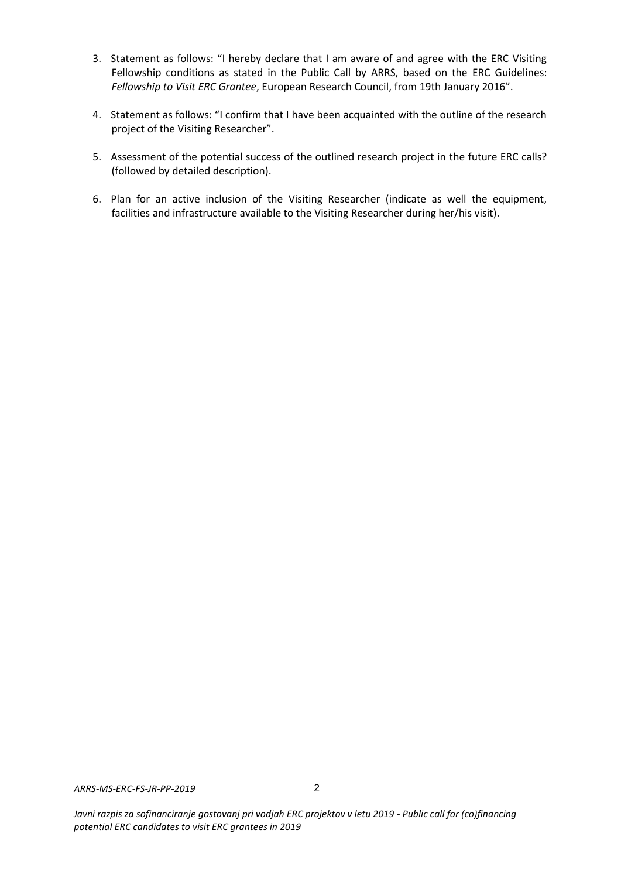3. Statement as follows: "I hereby declare that I am aware of and agree with the ERC Visiting Fellowship conditions as stated in the Public Call by ARRS, based on the ERC Guidelines: *Fellowship to Visit ERC Grantee*, European Research Council, from 19th January 2016".

4. Statement as follows: "I confirm that I have been acquainted with the outline of the research project of the Visiting Researcher".

5. Assessment of the potential success of the outlined research project in the future ERC calls? (followed by detailed description).

6. Plan for an active inclusion of the Visiting Researcher (indicate as well the equipment, facilities and infrastructure available to the Visiting Researcher during her/his visit).